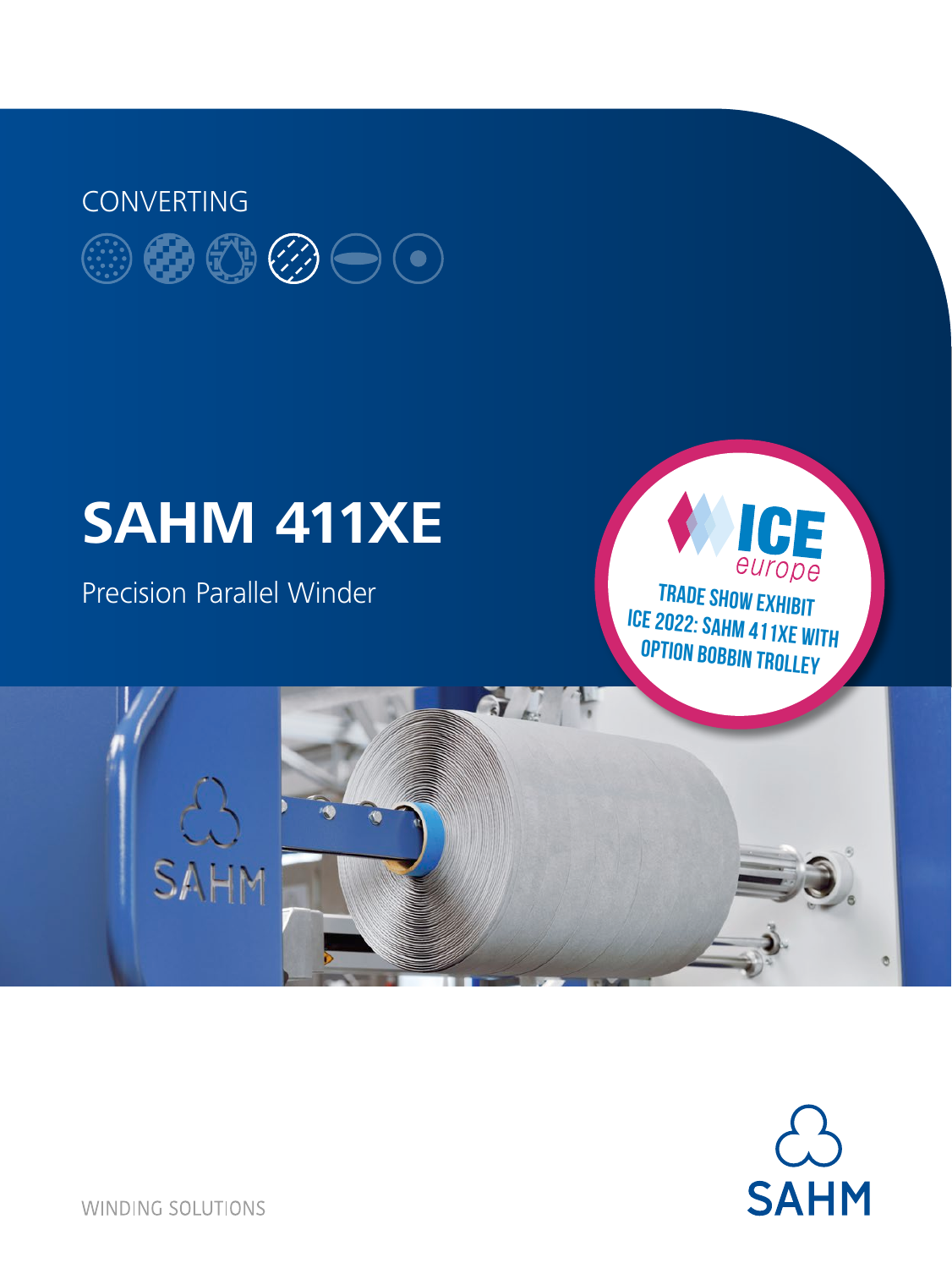CONVERTING

# SAHM 411XE

Precision Parallel Winder

ICE europe

TRADE SHOW EXHIBIT ICE 2022: SAHM 411XE WITH OPTION BOBBIN TROLLEY

SAHM

WINDING SOLUTIONS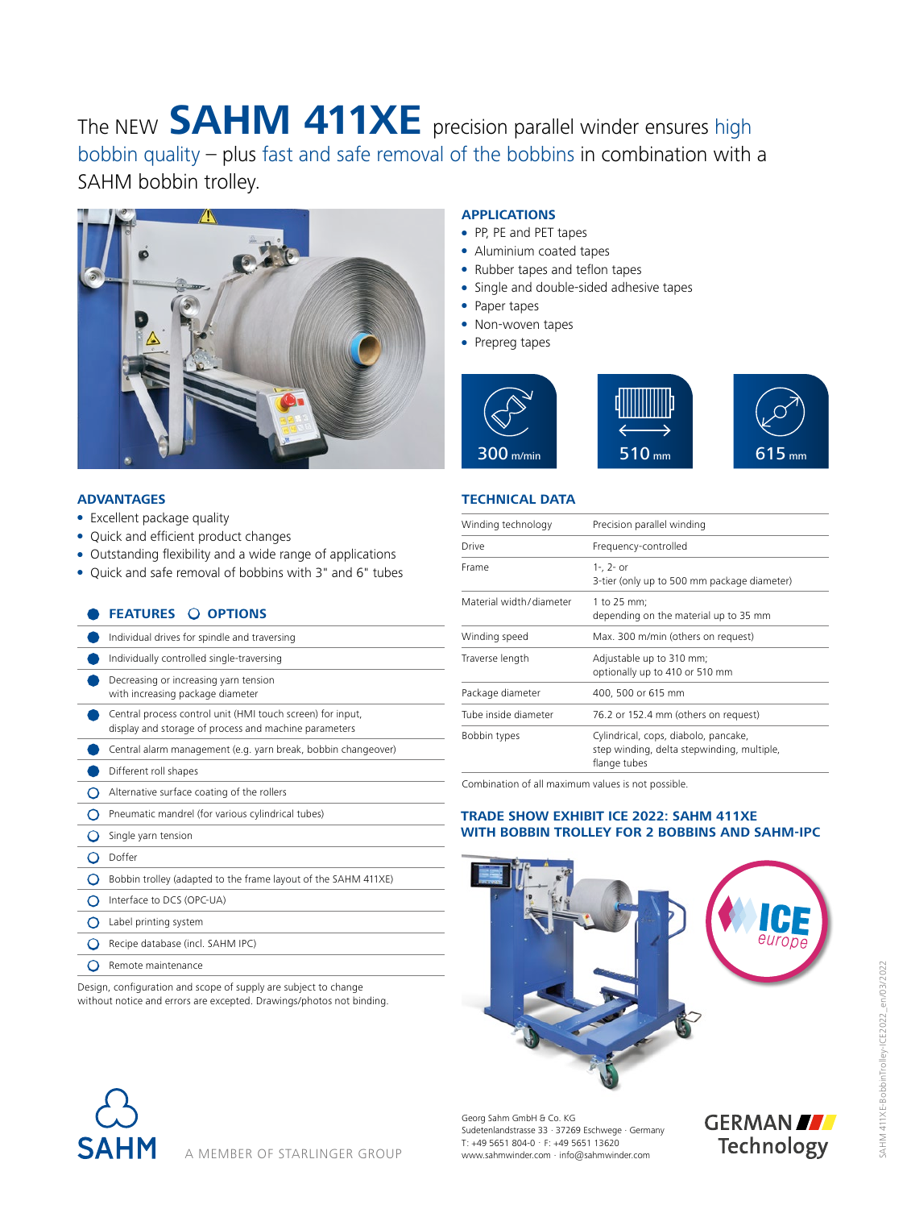# The NEW SAHM 411XE precision parallel winder ensures high bobbin quality – plus fast and safe removal of the bobbins in combination with a SAHM bobbin trolley.

## APPLICATIONS

- PP, PE and PET tapes
- Aluminium coated tapes
- Rubber tapes and teflon tapes
- Single and double-sided adhesive tapes
- Paper tapes
- Non-woven tapes
- Prepreg tapes

300 m/min

510 mm

615 mm

## ADVANTAGES

- Excellent package quality
- Quick and efficient product changes
- Outstanding flexibility and a wide range of applications
- Quick and safe removal of bobbins with 3" and 6" tubes

## ● FEATURES ○ OPTIONS

| | |
|---|---|
| ● | Individual drives for spindle and traversing |
| ● | Individually controlled single-traversing |
| ● | Decreasing or increasing yarn tension with increasing package diameter |
| ● | Central process control unit (HMI touch screen) for input, display and storage of process and machine parameters |
| ● | Central alarm management (e.g. yarn break, bobbin changeover) |
| ● | Different roll shapes |
| ○ | Alternative surface coating of the rollers |
| ○ | Pneumatic mandrel (for various cylindrical tubes) |
| ○ | Single yarn tension |
| ○ | Doffer |
| ○ | Bobbin trolley (adapted to the frame layout of the SAHM 411XE) |
| ○ | Interface to DCS (OPC-UA) |
| ○ | Label printing system |
| ○ | Recipe database (incl. SAHM IPC) |
| ○ | Remote maintenance |

Design, configuration and scope of supply are subject to change without notice and errors are excepted. Drawings/photos not binding.

## TECHNICAL DATA

| | |
|---|---|
| Winding technology | Precision parallel winding |
| Drive | Frequency-controlled |
| Frame | 1-, 2- or 3-tier (only up to 500 mm package diameter) |
| Material width/diameter | 1 to 25 mm; depending on the material up to 35 mm |
| Winding speed | Max. 300 m/min (others on request) |
| Traverse length | Adjustable up to 310 mm; optionally up to 410 or 510 mm |
| Package diameter | 400, 500 or 615 mm |
| Tube inside diameter | 76.2 or 152.4 mm (others on request) |
| Bobbin types | Cylindrical, cops, diabolo, pancake, step winding, delta stepwinding, multiple, flange tubes |

Combination of all maximum values is not possible.

## TRADE SHOW EXHIBIT ICE 2022: SAHM 411XE WITH BOBBIN TROLLEY FOR 2 BOBBINS AND SAHM-IPC

ICE europe

SAHM

A MEMBER OF STARLINGER GROUP

Georg Sahm GmbH & Co. KG
Sudetenlandstrasse 33 · 37269 Eschwege · Germany
T: +49 5651 804-0 · F: +49 5651 13620
www.sahmwinder.com · info@sahmwinder.com

GERMAN Technology

SAHM 411XE-BobbinTrolley-ICE2022_en/03/2022